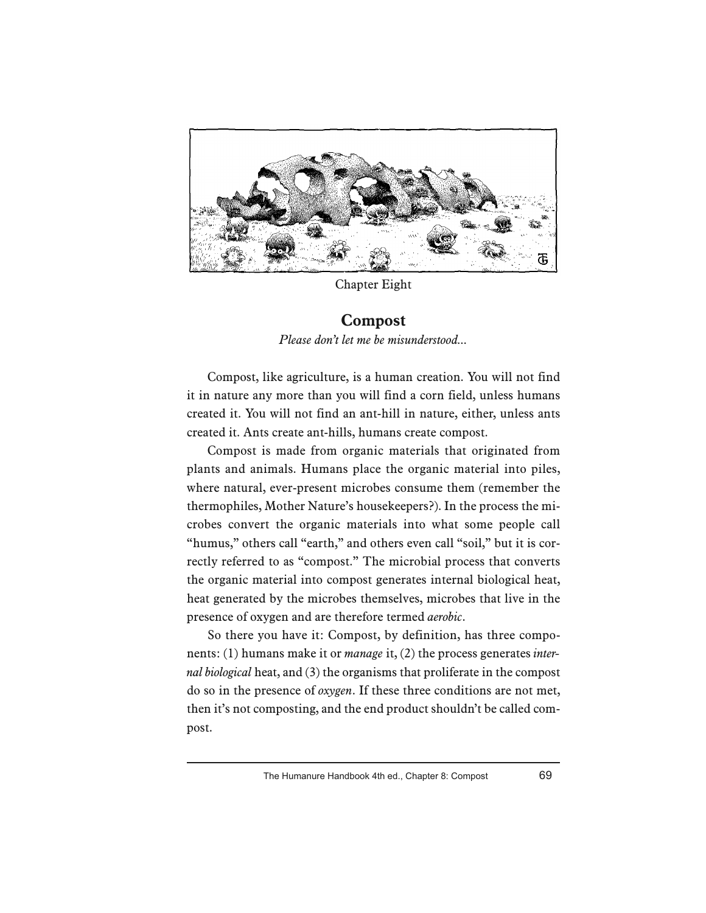Chapter Eight

# Compost

*Please don't let me be misunderstood...*

Compost, like agriculture, is a human creation. You will not find it in nature any more than you will find a corn field, unless humans created it. You will not find an ant-hill in nature, either, unless ants created it. Ants create ant-hills, humans create compost.

Compost is made from organic materials that originated from plants and animals. Humans place the organic material into piles, where natural, ever-present microbes consume them (remember the thermophiles, Mother Nature's housekeepers?). In the process the microbes convert the organic materials into what some people call "humus," others call "earth," and others even call "soil," but it is correctly referred to as "compost." The microbial process that converts the organic material into compost generates internal biological heat, heat generated by the microbes themselves, microbes that live in the presence of oxygen and are therefore termed *aerobic*.

So there you have it: Compost, by definition, has three components: (1) humans make it or *manage* it, (2) the process generates *internal biological* heat, and (3) the organisms that proliferate in the compost do so in the presence of *oxygen*. If these three conditions are not met, then it's not composting, and the end product shouldn't be called compost.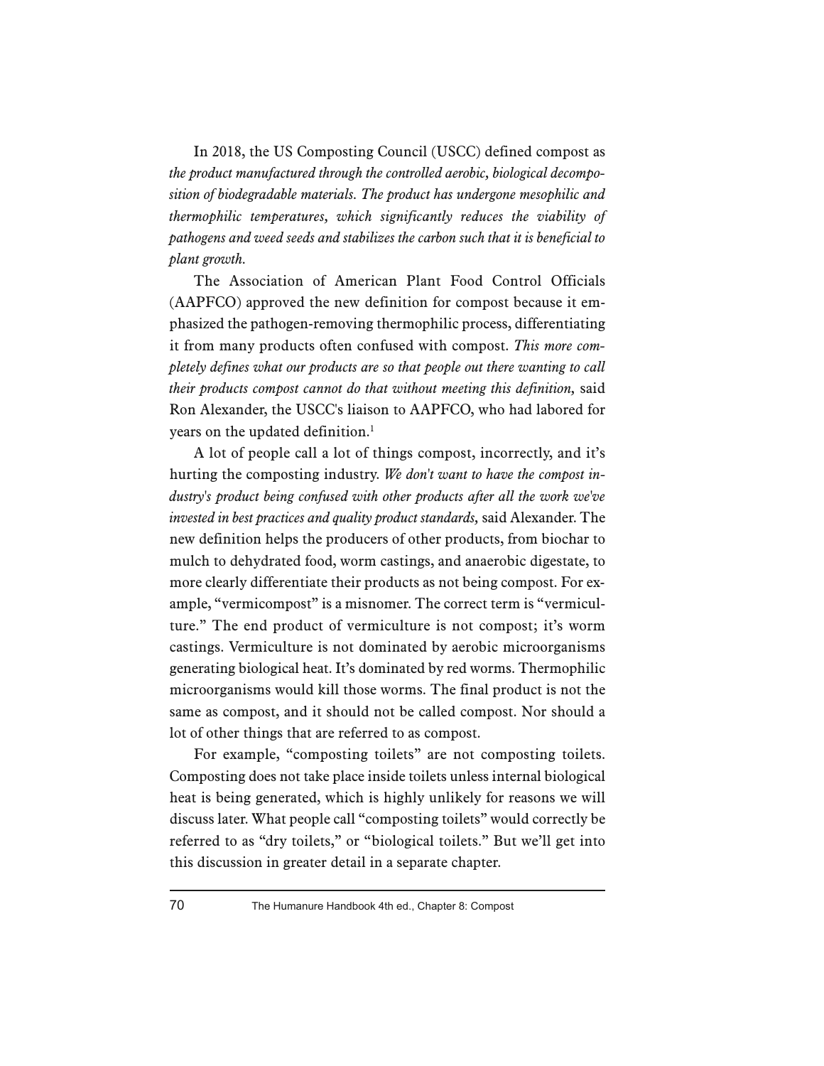In 2018, the US Composting Council (USCC) defined compost as *the product manufactured through the controlled aerobic, biological decomposition of biodegradable materials. The product has undergone mesophilic and thermophilic temperatures, which significantly reduces the viability of pathogens and weed seeds and stabilizes the carbon such that it is beneficial to plant growth.*

The Association of American Plant Food Control Officials (AAPFCO) approved the new definition for compost because it emphasized the pathogen-removing thermophilic process, differentiating it from many products often confused with compost. *This more completely defines what our products are so that people out there wanting to call their products compost cannot do that without meeting this definition,* said Ron Alexander, the USCC's liaison to AAPFCO, who had labored for years on the updated definition.[1]

A lot of people call a lot of things compost, incorrectly, and it's hurting the composting industry. *We don't want to have the compost industry's product being confused with other products after all the work we've invested in best practices and quality product standards,* said Alexander. The new definition helps the producers of other products, from biochar to mulch to dehydrated food, worm castings, and anaerobic digestate, to more clearly differentiate their products as not being compost. For example, "vermicompost" is a misnomer. The correct term is "vermiculture." The end product of vermiculture is not compost; it's worm castings. Vermiculture is not dominated by aerobic microorganisms generating biological heat. It's dominated by red worms. Thermophilic microorganisms would kill those worms. The final product is not the same as compost, and it should not be called compost. Nor should a lot of other things that are referred to as compost.

For example, "composting toilets" are not composting toilets. Composting does not take place inside toilets unless internal biological heat is being generated, which is highly unlikely for reasons we will discuss later. What people call "composting toilets" would correctly be referred to as "dry toilets," or "biological toilets." But we'll get into this discussion in greater detail in a separate chapter.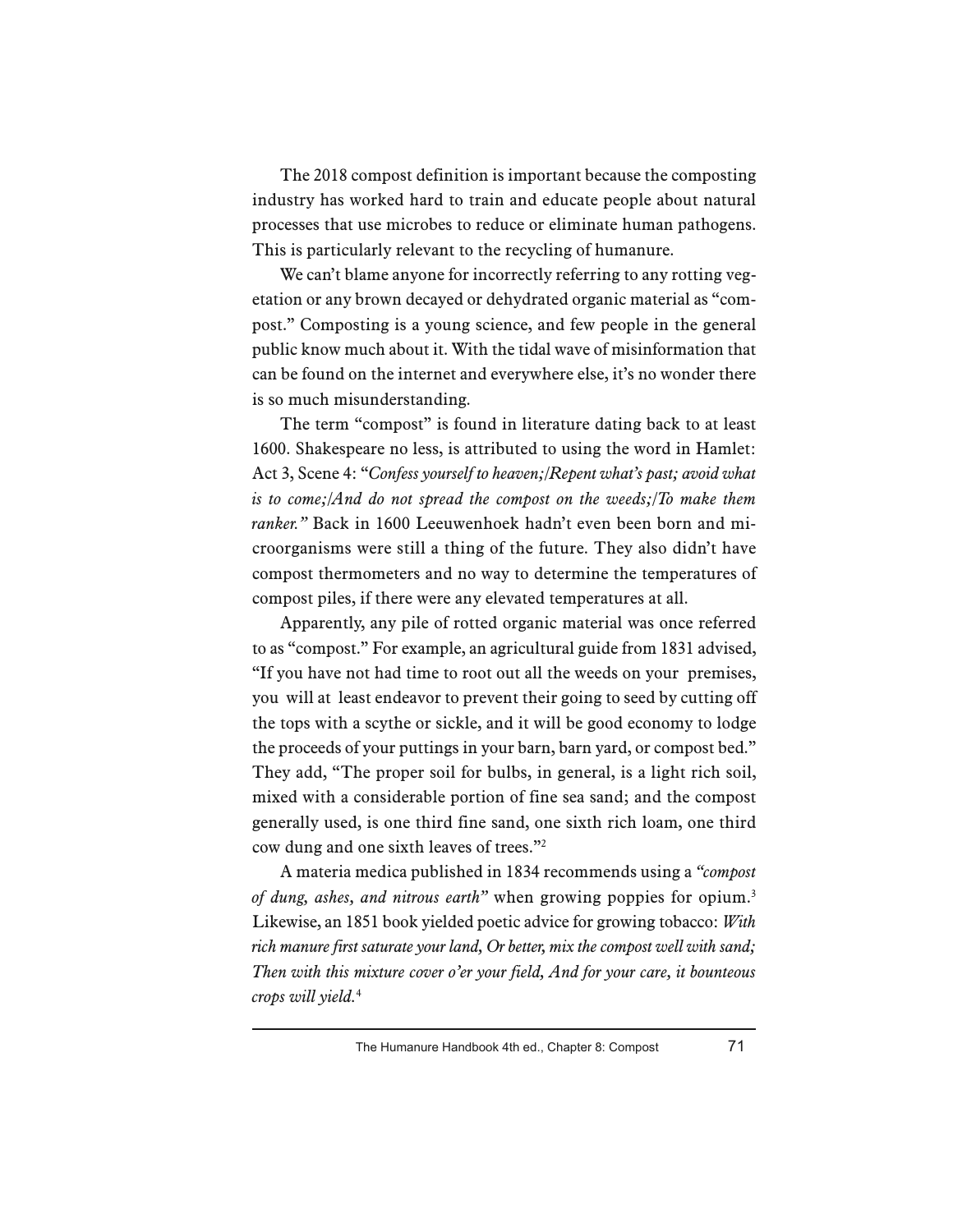The 2018 compost definition is important because the composting industry has worked hard to train and educate people about natural processes that use microbes to reduce or eliminate human pathogens. This is particularly relevant to the recycling of humanure.

We can't blame anyone for incorrectly referring to any rotting vegetation or any brown decayed or dehydrated organic material as "compost." Composting is a young science, and few people in the general public know much about it. With the tidal wave of misinformation that can be found on the internet and everywhere else, it's no wonder there is so much misunderstanding.

The term "compost" is found in literature dating back to at least 1600. Shakespeare no less, is attributed to using the word in Hamlet: Act 3, Scene 4: "*Confess yourself to heaven;/Repent what's past; avoid what is to come;/And do not spread the compost on the weeds;/To make them ranker."* Back in 1600 Leeuwenhoek hadn't even been born and microorganisms were still a thing of the future. They also didn't have compost thermometers and no way to determine the temperatures of compost piles, if there were any elevated temperatures at all.

Apparently, any pile of rotted organic material was once referred to as "compost." For example, an agricultural guide from 1831 advised, "If you have not had time to root out all the weeds on your premises, you will at least endeavor to prevent their going to seed by cutting off the tops with a scythe or sickle, and it will be good economy to lodge the proceeds of your puttings in your barn, barn yard, or compost bed." They add, "The proper soil for bulbs, in general, is a light rich soil, mixed with a considerable portion of fine sea sand; and the compost generally used, is one third fine sand, one sixth rich loam, one third cow dung and one sixth leaves of trees."[2]

A materia medica published in 1834 recommends using a *"compost of dung, ashes, and nitrous earth"* when growing poppies for opium.[3] Likewise, an 1851 book yielded poetic advice for growing tobacco: *With rich manure first saturate your land, Or better, mix the compost well with sand; Then with this mixture cover o'er your field, And for your care, it bounteous crops will yield.*[4]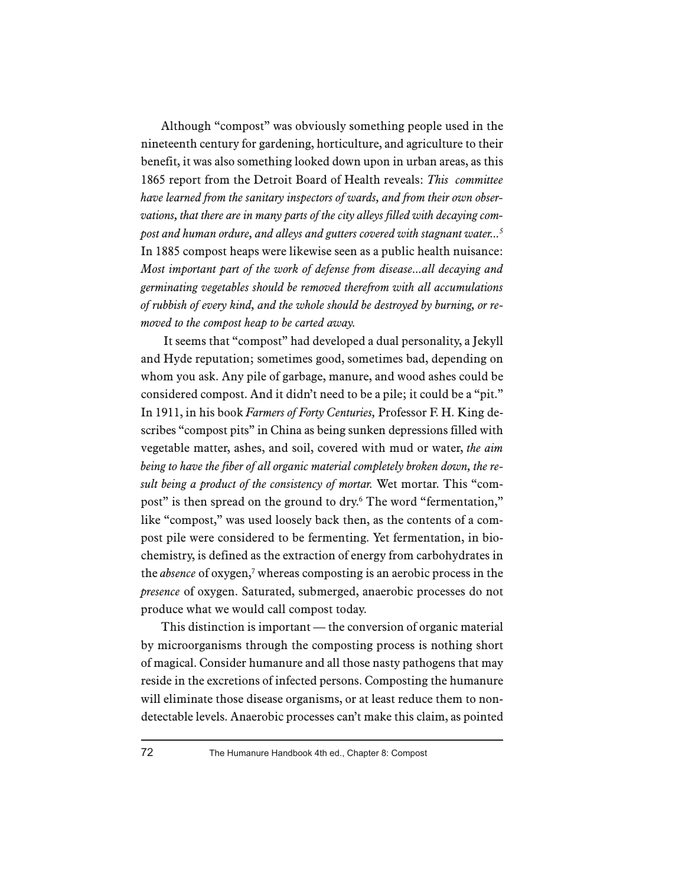Although "compost" was obviously something people used in the nineteenth century for gardening, horticulture, and agriculture to their benefit, it was also something looked down upon in urban areas, as this 1865 report from the Detroit Board of Health reveals: *This committee have learned from the sanitary inspectors of wards, and from their own observations, that there are in many parts of the city alleys filled with decaying compost and human ordure, and alleys and gutters covered with stagnant water...*[5] In 1885 compost heaps were likewise seen as a public health nuisance: *Most important part of the work of defense from disease...all decaying and germinating vegetables should be removed therefrom with all accumulations of rubbish of every kind, and the whole should be destroyed by burning, or removed to the compost heap to be carted away.*

It seems that "compost" had developed a dual personality, a Jekyll and Hyde reputation; sometimes good, sometimes bad, depending on whom you ask. Any pile of garbage, manure, and wood ashes could be considered compost. And it didn't need to be a pile; it could be a "pit." In 1911, in his book *Farmers of Forty Centuries,* Professor F. H. King describes "compost pits" in China as being sunken depressions filled with vegetable matter, ashes, and soil, covered with mud or water, *the aim being to have the fiber of all organic material completely broken down, the result being a product of the consistency of mortar.* Wet mortar. This "compost" is then spread on the ground to dry.[6] The word "fermentation," like "compost," was used loosely back then, as the contents of a compost pile were considered to be fermenting. Yet fermentation, in biochemistry, is defined as the extraction of energy from carbohydrates in the *absence* of oxygen,[7] whereas composting is an aerobic process in the *presence* of oxygen. Saturated, submerged, anaerobic processes do not produce what we would call compost today.

This distinction is important — the conversion of organic material by microorganisms through the composting process is nothing short of magical. Consider humanure and all those nasty pathogens that may reside in the excretions of infected persons. Composting the humanure will eliminate those disease organisms, or at least reduce them to non-detectable levels. Anaerobic processes can't make this claim, as pointed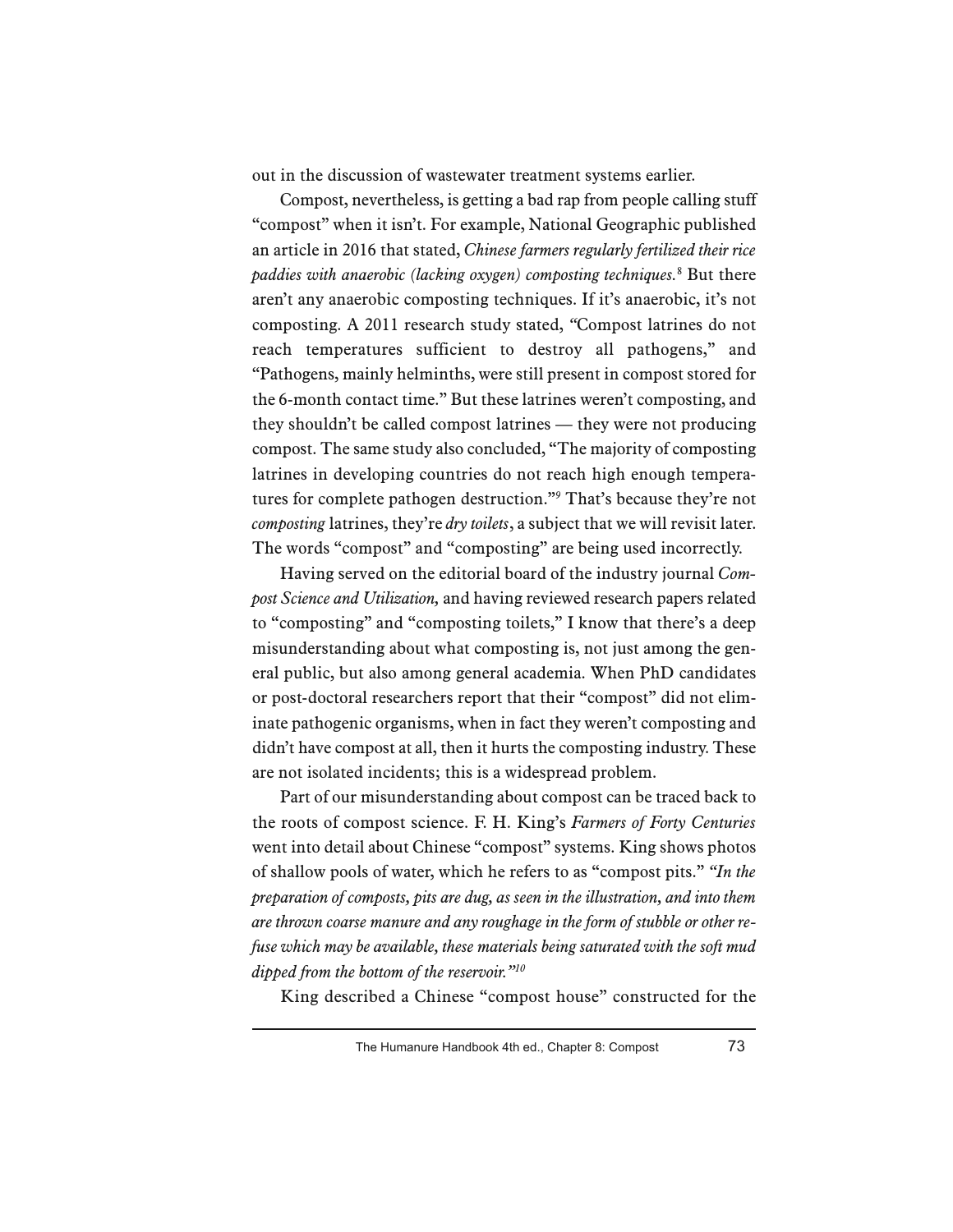out in the discussion of wastewater treatment systems earlier.

Compost, nevertheless, is getting a bad rap from people calling stuff "compost" when it isn't. For example, National Geographic published an article in 2016 that stated, *Chinese farmers regularly fertilized their rice paddies with anaerobic (lacking oxygen) composting techniques.*[8] But there aren't any anaerobic composting techniques. If it's anaerobic, it's not composting. A 2011 research study stated, "Compost latrines do not reach temperatures sufficient to destroy all pathogens," and "Pathogens, mainly helminths, were still present in compost stored for the 6-month contact time." But these latrines weren't composting, and they shouldn't be called compost latrines — they were not producing compost. The same study also concluded, "The majority of composting latrines in developing countries do not reach high enough temperatures for complete pathogen destruction."[9] That's because they're not *composting* latrines, they're *dry toilets*, a subject that we will revisit later. The words "compost" and "composting" are being used incorrectly.

Having served on the editorial board of the industry journal *Compost Science and Utilization,* and having reviewed research papers related to "composting" and "composting toilets," I know that there's a deep misunderstanding about what composting is, not just among the general public, but also among general academia. When PhD candidates or post-doctoral researchers report that their "compost" did not eliminate pathogenic organisms, when in fact they weren't composting and didn't have compost at all, then it hurts the composting industry. These are not isolated incidents; this is a widespread problem.

Part of our misunderstanding about compost can be traced back to the roots of compost science. F. H. King's *Farmers of Forty Centuries* went into detail about Chinese "compost" systems. King shows photos of shallow pools of water, which he refers to as "compost pits." *"In the preparation of composts, pits are dug, as seen in the illustration, and into them are thrown coarse manure and any roughage in the form of stubble or other refuse which may be available, these materials being saturated with the soft mud dipped from the bottom of the reservoir."*[10]

King described a Chinese "compost house" constructed for the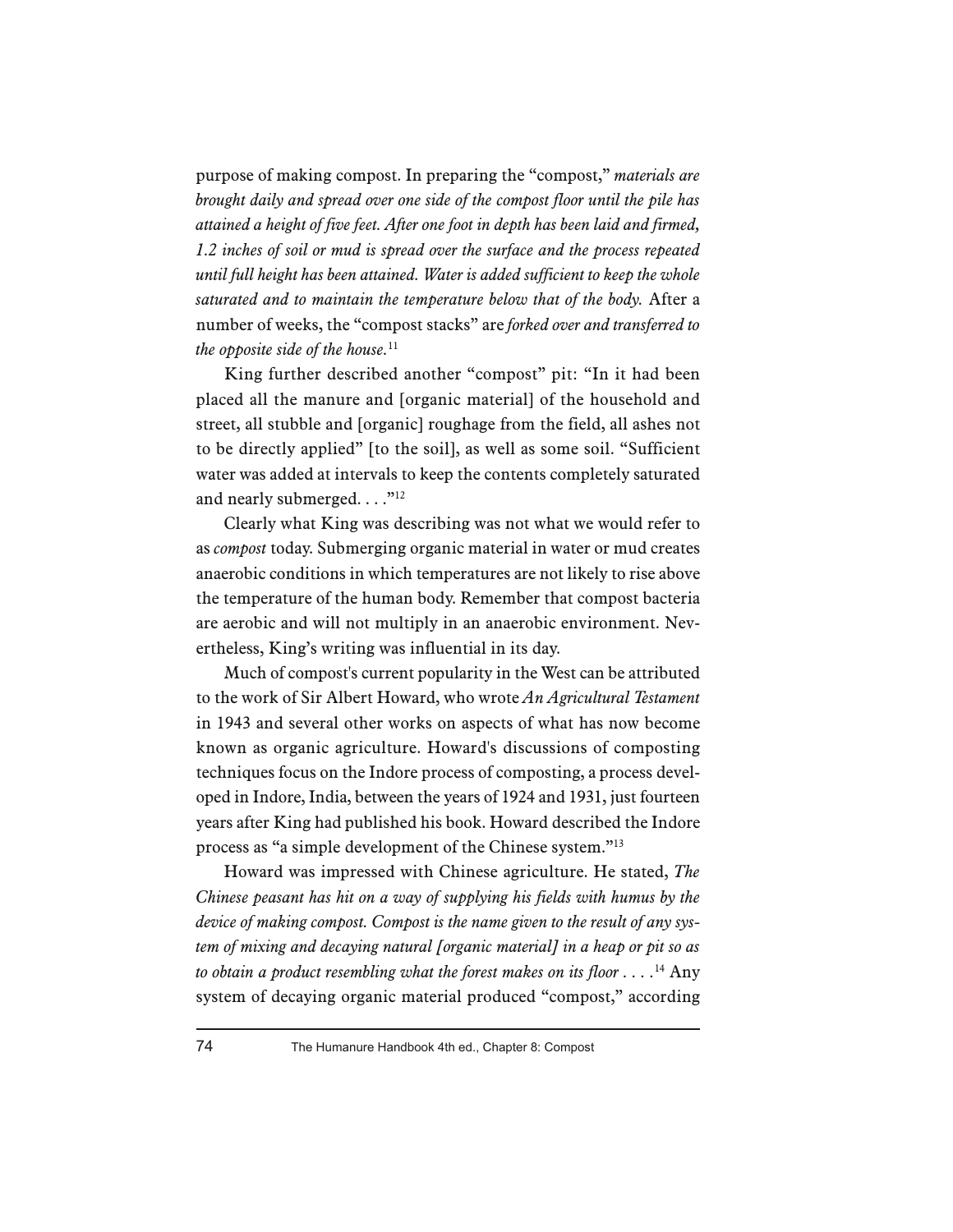purpose of making compost. In preparing the "compost," *materials are brought daily and spread over one side of the compost floor until the pile has attained a height of five feet. After one foot in depth has been laid and firmed, 1.2 inches of soil or mud is spread over the surface and the process repeated until full height has been attained. Water is added sufficient to keep the whole saturated and to maintain the temperature below that of the body.* After a number of weeks, the "compost stacks" are *forked over and transferred to the opposite side of the house.*[11]

King further described another "compost" pit: "In it had been placed all the manure and [organic material] of the household and street, all stubble and [organic] roughage from the field, all ashes not to be directly applied" [to the soil], as well as some soil. "Sufficient water was added at intervals to keep the contents completely saturated and nearly submerged. . . ."[12]

Clearly what King was describing was not what we would refer to as *compost* today. Submerging organic material in water or mud creates anaerobic conditions in which temperatures are not likely to rise above the temperature of the human body. Remember that compost bacteria are aerobic and will not multiply in an anaerobic environment. Nevertheless, King's writing was influential in its day.

Much of compost's current popularity in the West can be attributed to the work of Sir Albert Howard, who wrote *An Agricultural Testament* in 1943 and several other works on aspects of what has now become known as organic agriculture. Howard's discussions of composting techniques focus on the Indore process of composting, a process developed in Indore, India, between the years of 1924 and 1931, just fourteen years after King had published his book. Howard described the Indore process as "a simple development of the Chinese system."[13]

Howard was impressed with Chinese agriculture. He stated, *The Chinese peasant has hit on a way of supplying his fields with humus by the device of making compost. Compost is the name given to the result of any system of mixing and decaying natural [organic material] in a heap or pit so as to obtain a product resembling what the forest makes on its floor . . . .*[14] Any system of decaying organic material produced "compost," according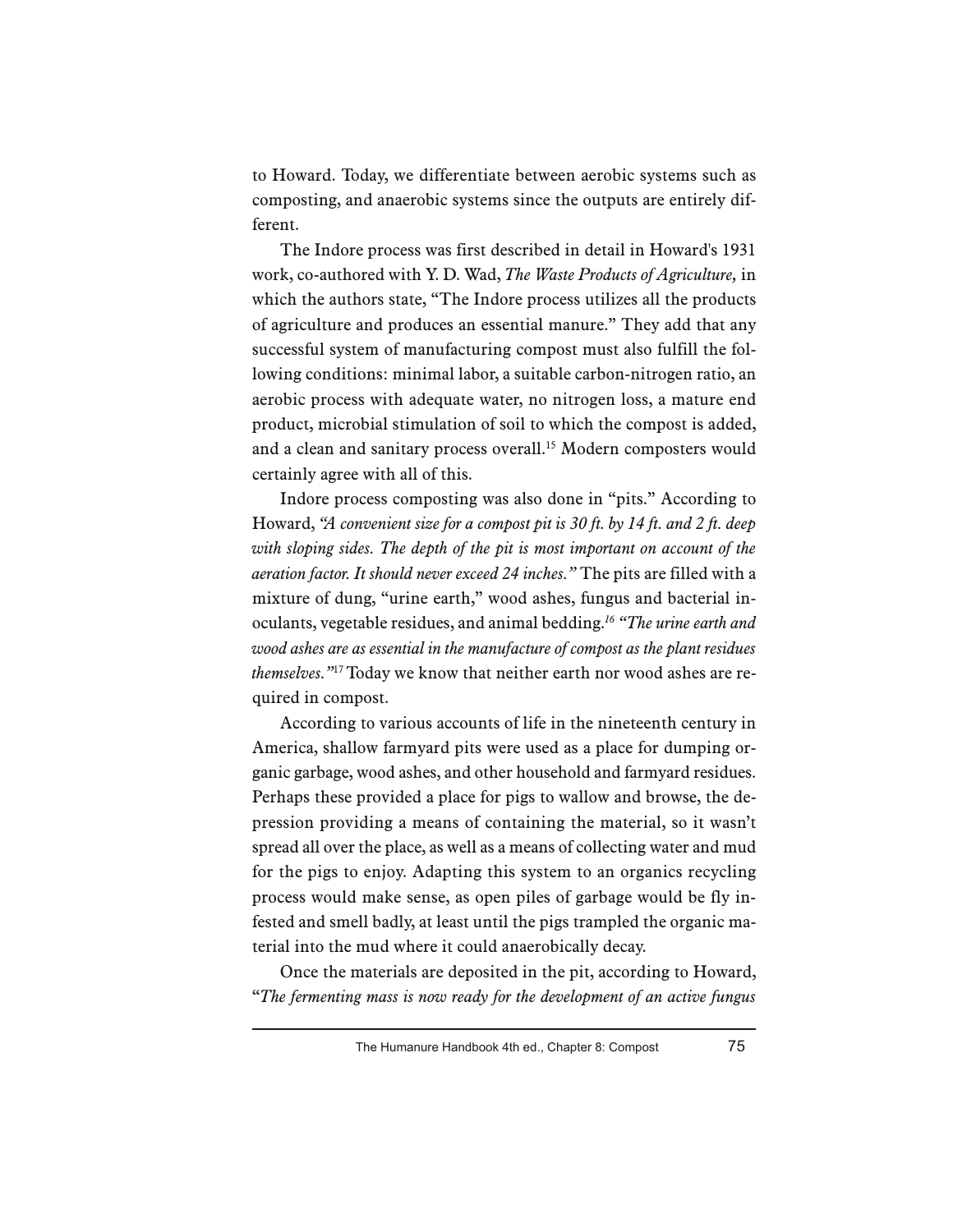to Howard. Today, we differentiate between aerobic systems such as composting, and anaerobic systems since the outputs are entirely different.

The Indore process was first described in detail in Howard's 1931 work, co-authored with Y. D. Wad, *The Waste Products of Agriculture,* in which the authors state, "The Indore process utilizes all the products of agriculture and produces an essential manure." They add that any successful system of manufacturing compost must also fulfill the following conditions: minimal labor, a suitable carbon-nitrogen ratio, an aerobic process with adequate water, no nitrogen loss, a mature end product, microbial stimulation of soil to which the compost is added, and a clean and sanitary process overall.[15] Modern composters would certainly agree with all of this.

Indore process composting was also done in "pits." According to Howard, *"A convenient size for a compost pit is 30 ft. by 14 ft. and 2 ft. deep with sloping sides. The depth of the pit is most important on account of the aeration factor. It should never exceed 24 inches."* The pits are filled with a mixture of dung, "urine earth," wood ashes, fungus and bacterial inoculants, vegetable residues, and animal bedding.[16] *"The urine earth and wood ashes are as essential in the manufacture of compost as the plant residues themselves."*[17] Today we know that neither earth nor wood ashes are required in compost.

According to various accounts of life in the nineteenth century in America, shallow farmyard pits were used as a place for dumping organic garbage, wood ashes, and other household and farmyard residues. Perhaps these provided a place for pigs to wallow and browse, the depression providing a means of containing the material, so it wasn't spread all over the place, as well as a means of collecting water and mud for the pigs to enjoy. Adapting this system to an organics recycling process would make sense, as open piles of garbage would be fly infested and smell badly, at least until the pigs trampled the organic material into the mud where it could anaerobically decay.

Once the materials are deposited in the pit, according to Howard, "*The fermenting mass is now ready for the development of an active fungus*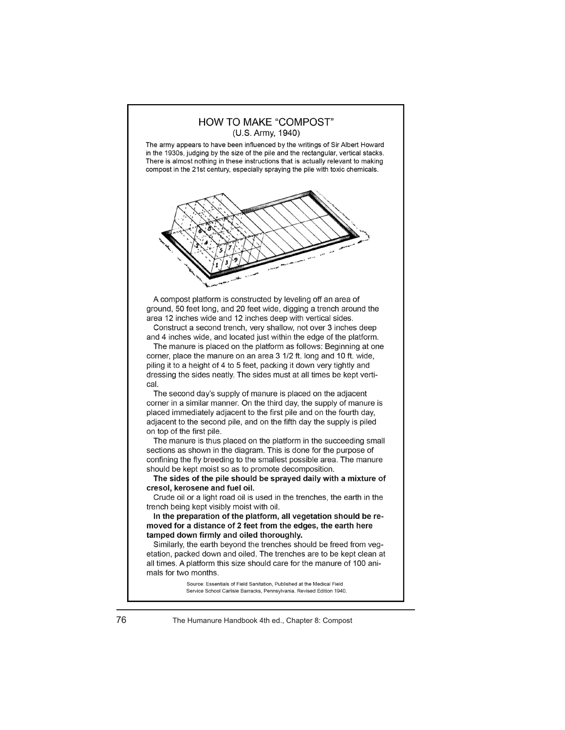## HOW TO MAKE "COMPOST"

(U.S. Army, 1940)

The army appears to have been influenced by the writings of Sir Albert Howard in the 1930s, judging by the size of the pile and the rectangular, vertical stacks. There is almost nothing in these instructions that is actually relevant to making compost in the 21st century, especially spraying the pile with toxic chemicals.

A compost platform is constructed by leveling off an area of ground, 50 feet long, and 20 feet wide, digging a trench around the area 12 inches wide and 12 inches deep with vertical sides.

Construct a second trench, very shallow, not over 3 inches deep and 4 inches wide, and located just within the edge of the platform.

The manure is placed on the platform as follows: Beginning at one corner, place the manure on an area 3 1/2 ft. long and 10 ft. wide, piling it to a height of 4 to 5 feet, packing it down very tightly and dressing the sides neatly. The sides must at all times be kept vertical.

The second day's supply of manure is placed on the adjacent corner in a similar manner. On the third day, the supply of manure is placed immediately adjacent to the first pile and on the fourth day, adjacent to the second pile, and on the fifth day the supply is piled on top of the first pile.

The manure is thus placed on the platform in the succeeding small sections as shown in the diagram. This is done for the purpose of confining the fly breeding to the smallest possible area. The manure should be kept moist so as to promote decomposition.

**The sides of the pile should be sprayed daily with a mixture of cresol, kerosene and fuel oil.**

Crude oil or a light road oil is used in the trenches, the earth in the trench being kept visibly moist with oil.

**In the preparation of the platform, all vegetation should be removed for a distance of 2 feet from the edges, the earth here tamped down firmly and oiled thoroughly.**

Similarly, the earth beyond the trenches should be freed from vegetation, packed down and oiled. The trenches are to be kept clean at all times. A platform this size should care for the manure of 100 animals for two months.

Source: Essentials of Field Sanitation, Published at the Medical Field Service School Carlisle Barracks, Pennsylvania. Revised Edition 1940.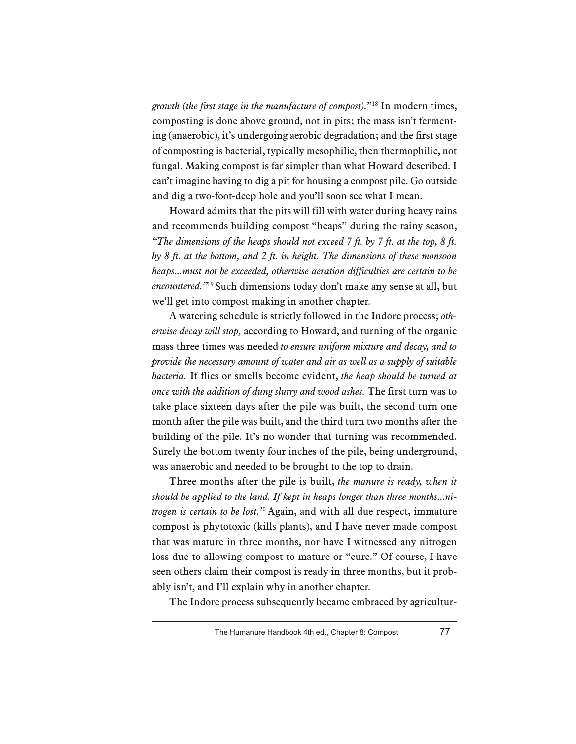*growth (the first stage in the manufacture of compost)."*[18] In modern times, composting is done above ground, not in pits; the mass isn't fermenting (anaerobic), it's undergoing aerobic degradation; and the first stage of composting is bacterial, typically mesophilic, then thermophilic, not fungal. Making compost is far simpler than what Howard described. I can't imagine having to dig a pit for housing a compost pile. Go outside and dig a two-foot-deep hole and you'll soon see what I mean.

Howard admits that the pits will fill with water during heavy rains and recommends building compost "heaps" during the rainy season, *"The dimensions of the heaps should not exceed 7 ft. by 7 ft. at the top, 8 ft. by 8 ft. at the bottom, and 2 ft. in height. The dimensions of these monsoon heaps...must not be exceeded, otherwise aeration difficulties are certain to be encountered."*[19] Such dimensions today don't make any sense at all, but we'll get into compost making in another chapter.

A watering schedule is strictly followed in the Indore process; *otherwise decay will stop,* according to Howard, and turning of the organic mass three times was needed *to ensure uniform mixture and decay, and to provide the necessary amount of water and air as well as a supply of suitable bacteria.* If flies or smells become evident, *the heap should be turned at once with the addition of dung slurry and wood ashes.* The first turn was to take place sixteen days after the pile was built, the second turn one month after the pile was built, and the third turn two months after the building of the pile. It's no wonder that turning was recommended. Surely the bottom twenty four inches of the pile, being underground, was anaerobic and needed to be brought to the top to drain.

Three months after the pile is built, *the manure is ready, when it should be applied to the land. If kept in heaps longer than three months...nitrogen is certain to be lost.*[20] Again, and with all due respect, immature compost is phytotoxic (kills plants), and I have never made compost that was mature in three months, nor have I witnessed any nitrogen loss due to allowing compost to mature or "cure." Of course, I have seen others claim their compost is ready in three months, but it probably isn't, and I'll explain why in another chapter.

The Indore process subsequently became embraced by agricultur-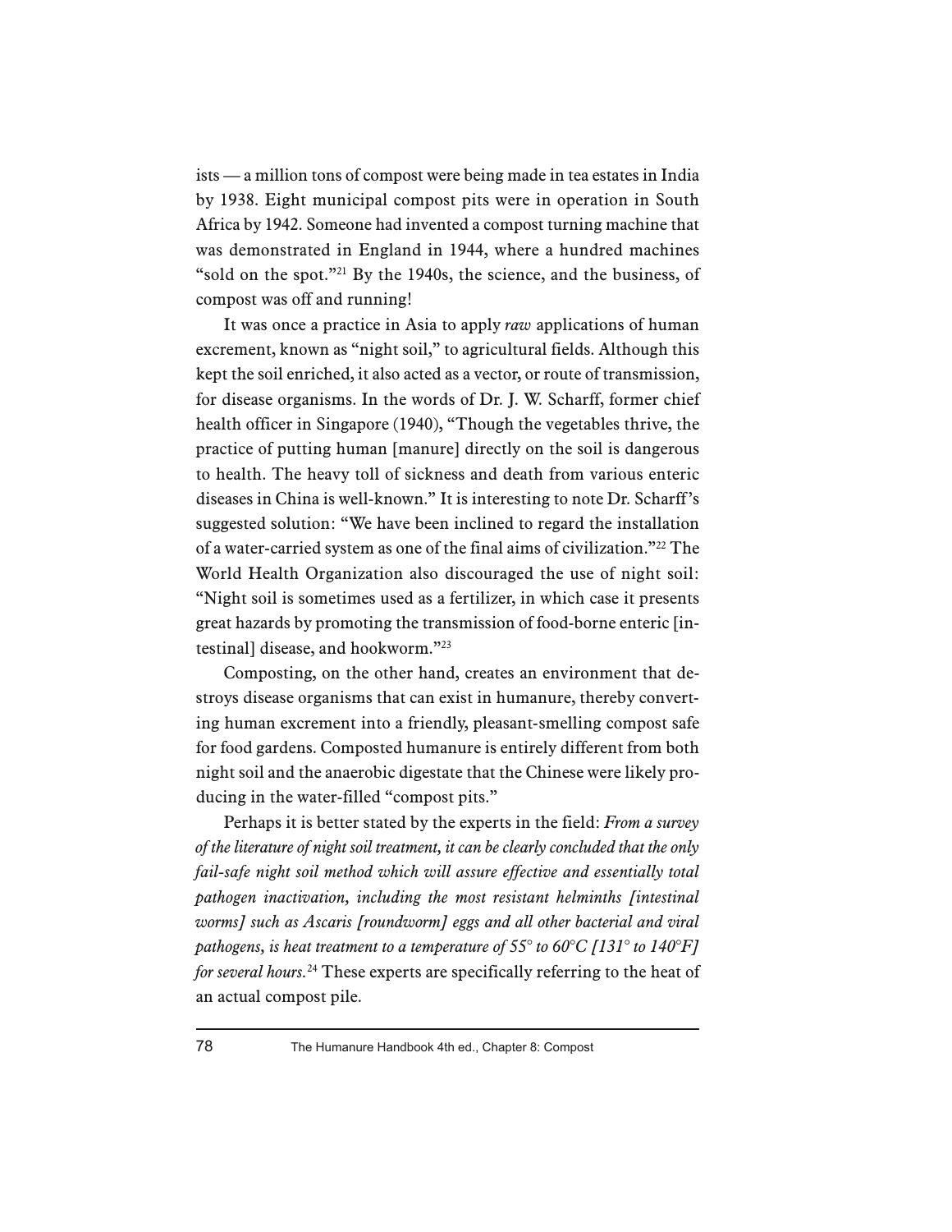ists — a million tons of compost were being made in tea estates in India by 1938. Eight municipal compost pits were in operation in South Africa by 1942. Someone had invented a compost turning machine that was demonstrated in England in 1944, where a hundred machines "sold on the spot."[21] By the 1940s, the science, and the business, of compost was off and running!

It was once a practice in Asia to apply *raw* applications of human excrement, known as "night soil," to agricultural fields. Although this kept the soil enriched, it also acted as a vector, or route of transmission, for disease organisms. In the words of Dr. J. W. Scharff, former chief health officer in Singapore (1940), "Though the vegetables thrive, the practice of putting human [manure] directly on the soil is dangerous to health. The heavy toll of sickness and death from various enteric diseases in China is well-known." It is interesting to note Dr. Scharff's suggested solution: "We have been inclined to regard the installation of a water-carried system as one of the final aims of civilization."[22] The World Health Organization also discouraged the use of night soil: "Night soil is sometimes used as a fertilizer, in which case it presents great hazards by promoting the transmission of food-borne enteric [intestinal] disease, and hookworm."[23]

Composting, on the other hand, creates an environment that destroys disease organisms that can exist in humanure, thereby converting human excrement into a friendly, pleasant-smelling compost safe for food gardens. Composted humanure is entirely different from both night soil and the anaerobic digestate that the Chinese were likely producing in the water-filled "compost pits."

Perhaps it is better stated by the experts in the field: *From a survey of the literature of night soil treatment, it can be clearly concluded that the only fail-safe night soil method which will assure effective and essentially total pathogen inactivation, including the most resistant helminths [intestinal worms] such as Ascaris [roundworm] eggs and all other bacterial and viral pathogens, is heat treatment to a temperature of 55° to 60°C [131° to 140°F] for several hours.*[24] These experts are specifically referring to the heat of an actual compost pile.